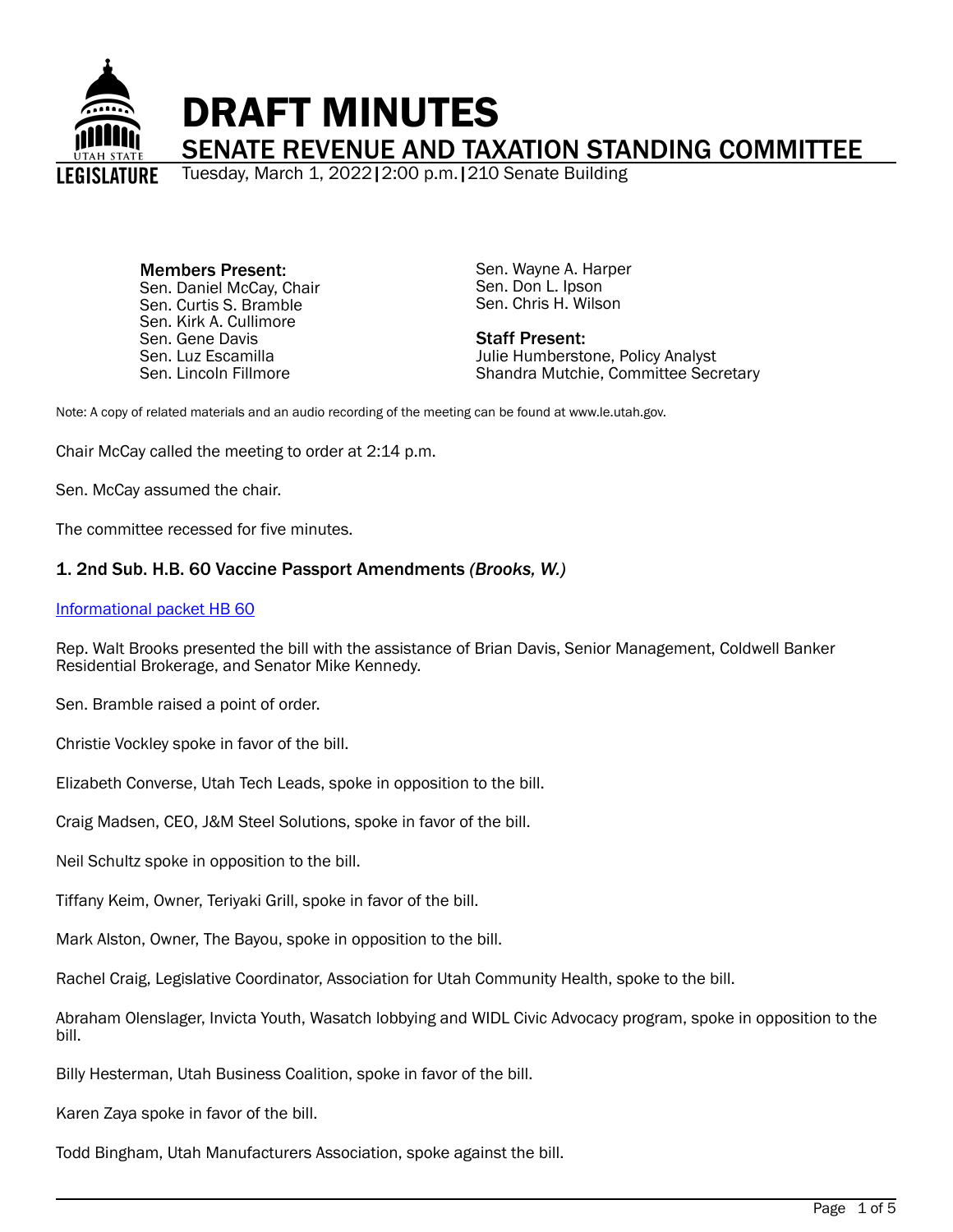# DRAFT MINUTES

## SENATE REVENUE AND TAXATION STANDING COMMITTEE

Tuesday, March 1, 2022 | 2:00 p.m. | 210 Senate Building

**Members Present:**
Sen. Daniel McCay, Chair
Sen. Curtis S. Bramble
Sen. Kirk A. Cullimore
Sen. Gene Davis
Sen. Luz Escamilla
Sen. Lincoln Fillmore
Sen. Wayne A. Harper
Sen. Don L. Ipson
Sen. Chris H. Wilson

**Staff Present:**
Julie Humberstone, Policy Analyst
Shandra Mutchie, Committee Secretary

Note: A copy of related materials and an audio recording of the meeting can be found at www.le.utah.gov.

Chair McCay called the meeting to order at 2:14 p.m.

Sen. McCay assumed the chair.

The committee recessed for five minutes.

### 1. 2nd Sub. H.B. 60 Vaccine Passport Amendments *(Brooks, W.)*

Informational packet HB 60

Rep. Walt Brooks presented the bill with the assistance of Brian Davis, Senior Management, Coldwell Banker Residential Brokerage, and Senator Mike Kennedy.

Sen. Bramble raised a point of order.

Christie Vockley spoke in favor of the bill.

Elizabeth Converse, Utah Tech Leads, spoke in opposition to the bill.

Craig Madsen, CEO, J&M Steel Solutions, spoke in favor of the bill.

Neil Schultz spoke in opposition to the bill.

Tiffany Keim, Owner, Teriyaki Grill, spoke in favor of the bill.

Mark Alston, Owner, The Bayou, spoke in opposition to the bill.

Rachel Craig, Legislative Coordinator, Association for Utah Community Health, spoke to the bill.

Abraham Olenslager, Invicta Youth, Wasatch lobbying and WIDL Civic Advocacy program, spoke in opposition to the bill.

Billy Hesterman, Utah Business Coalition, spoke in favor of the bill.

Karen Zaya spoke in favor of the bill.

Todd Bingham, Utah Manufacturers Association, spoke against the bill.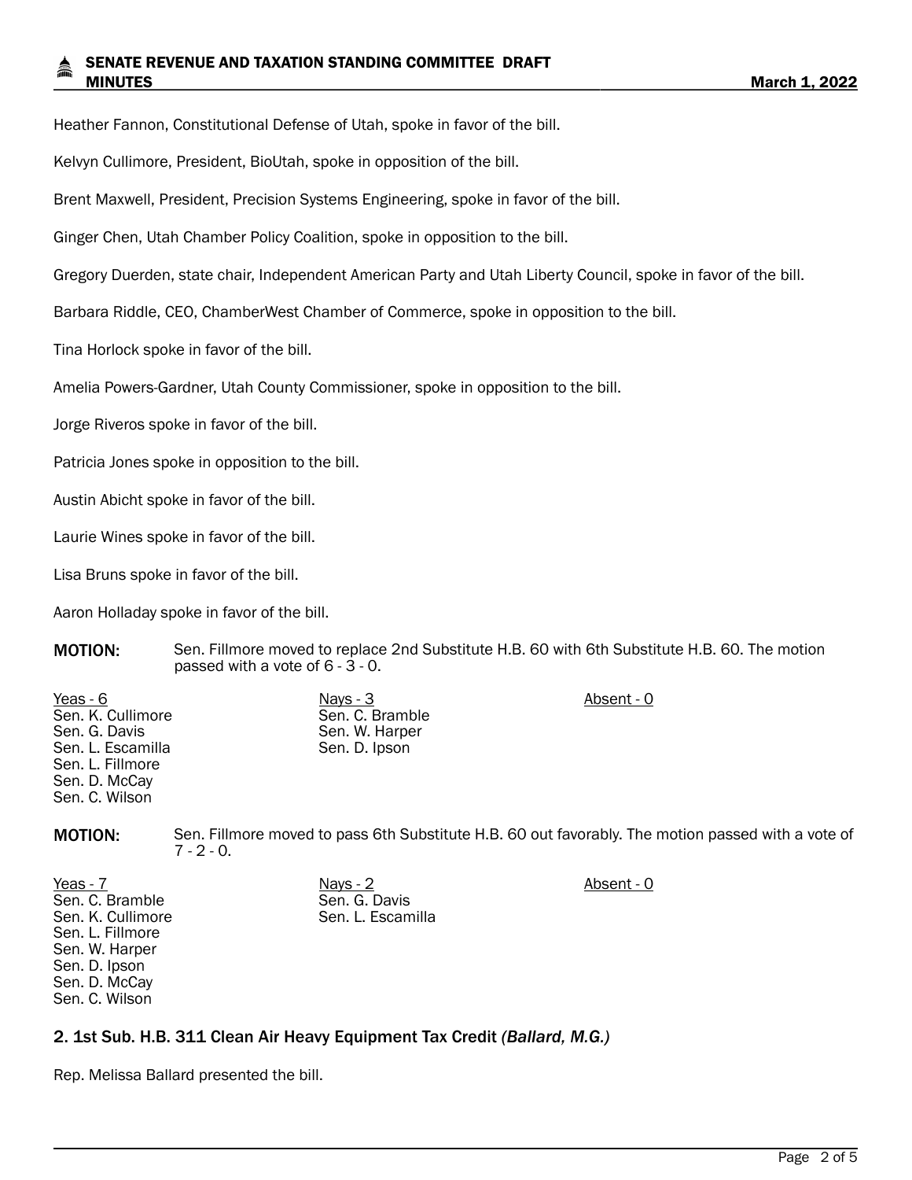Heather Fannon, Constitutional Defense of Utah, spoke in favor of the bill.

Kelvyn Cullimore, President, BioUtah, spoke in opposition of the bill.

Brent Maxwell, President, Precision Systems Engineering, spoke in favor of the bill.

Ginger Chen, Utah Chamber Policy Coalition, spoke in opposition to the bill.

Gregory Duerden, state chair, Independent American Party and Utah Liberty Council, spoke in favor of the bill.

Barbara Riddle, CEO, ChamberWest Chamber of Commerce, spoke in opposition to the bill.

Tina Horlock spoke in favor of the bill.

Amelia Powers-Gardner, Utah County Commissioner, spoke in opposition to the bill.

Jorge Riveros spoke in favor of the bill.

Patricia Jones spoke in opposition to the bill.

Austin Abicht spoke in favor of the bill.

Laurie Wines spoke in favor of the bill.

Lisa Bruns spoke in favor of the bill.

Aaron Holladay spoke in favor of the bill.

**MOTION:** Sen. Fillmore moved to replace 2nd Substitute H.B. 60 with 6th Substitute H.B. 60. The motion passed with a vote of 6 - 3 - 0.

| Yeas - 6 | Nays - 3 | Absent - 0 |
|---|---|---|
| Sen. K. Cullimore | Sen. C. Bramble | |
| Sen. G. Davis | Sen. W. Harper | |
| Sen. L. Escamilla | Sen. D. Ipson | |
| Sen. L. Fillmore | | |
| Sen. D. McCay | | |
| Sen. C. Wilson | | |

**MOTION:** Sen. Fillmore moved to pass 6th Substitute H.B. 60 out favorably. The motion passed with a vote of 7 - 2 - 0.

| Yeas - 7 | Nays - 2 | Absent - 0 |
|---|---|---|
| Sen. C. Bramble | Sen. G. Davis | |
| Sen. K. Cullimore | Sen. L. Escamilla | |
| Sen. L. Fillmore | | |
| Sen. W. Harper | | |
| Sen. D. Ipson | | |
| Sen. D. McCay | | |
| Sen. C. Wilson | | |

## 2. 1st Sub. H.B. 311 Clean Air Heavy Equipment Tax Credit *(Ballard, M.G.)*

Rep. Melissa Ballard presented the bill.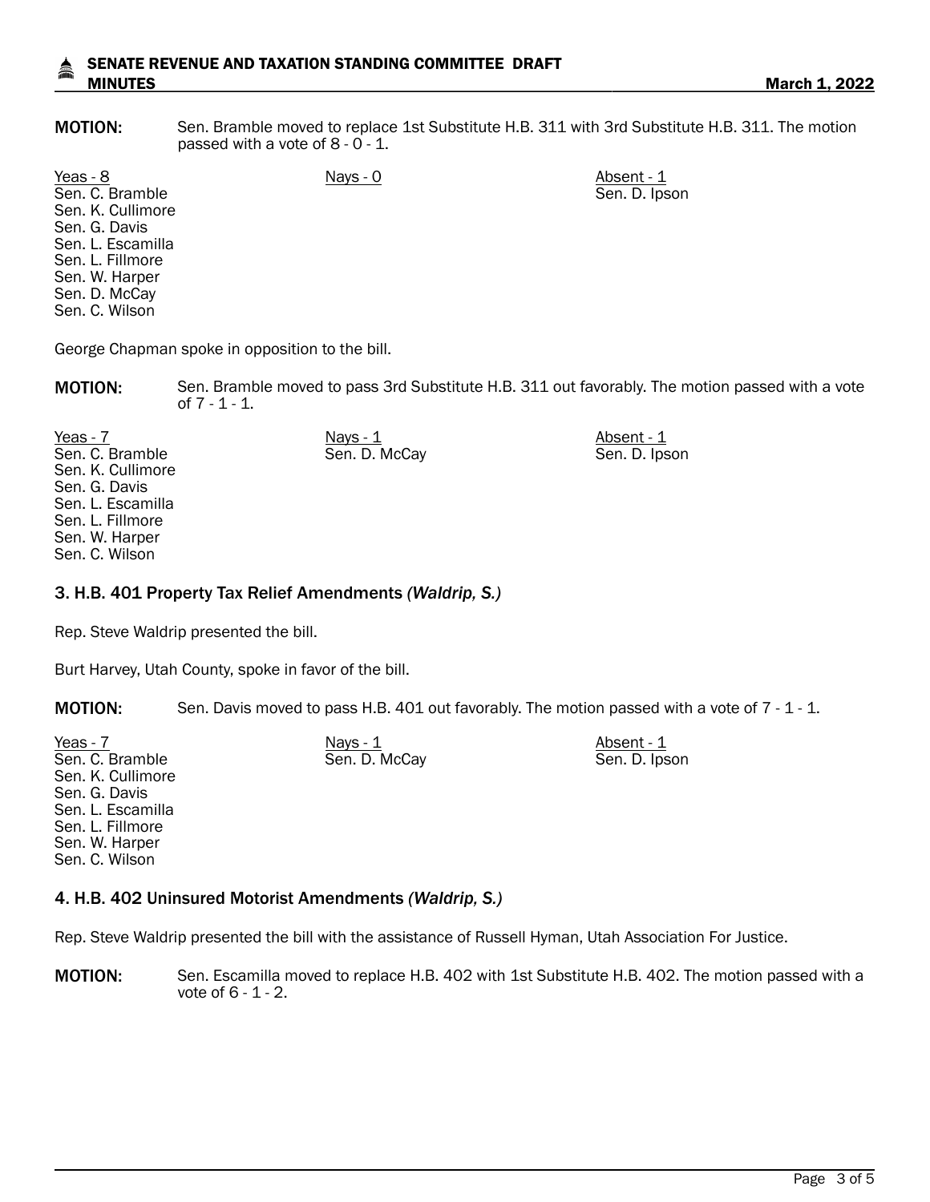**MOTION:** Sen. Bramble moved to replace 1st Substitute H.B. 311 with 3rd Substitute H.B. 311. The motion passed with a vote of 8 - 0 - 1.

| Yeas - 8 | Nays - 0 | Absent - 1 |
|---|---|---|
| Sen. C. Bramble | | Sen. D. Ipson |
| Sen. K. Cullimore | | |
| Sen. G. Davis | | |
| Sen. L. Escamilla | | |
| Sen. L. Fillmore | | |
| Sen. W. Harper | | |
| Sen. D. McCay | | |
| Sen. C. Wilson | | |

George Chapman spoke in opposition to the bill.

**MOTION:** Sen. Bramble moved to pass 3rd Substitute H.B. 311 out favorably. The motion passed with a vote of 7 - 1 - 1.

| Yeas - 7 | Nays - 1 | Absent - 1 |
|---|---|---|
| Sen. C. Bramble | Sen. D. McCay | Sen. D. Ipson |
| Sen. K. Cullimore | | |
| Sen. G. Davis | | |
| Sen. L. Escamilla | | |
| Sen. L. Fillmore | | |
| Sen. W. Harper | | |
| Sen. C. Wilson | | |

### 3. H.B. 401 Property Tax Relief Amendments *(Waldrip, S.)*

Rep. Steve Waldrip presented the bill.

Burt Harvey, Utah County, spoke in favor of the bill.

**MOTION:** Sen. Davis moved to pass H.B. 401 out favorably. The motion passed with a vote of 7 - 1 - 1.

| Yeas - 7 | Nays - 1 | Absent - 1 |
|---|---|---|
| Sen. C. Bramble | Sen. D. McCay | Sen. D. Ipson |
| Sen. K. Cullimore | | |
| Sen. G. Davis | | |
| Sen. L. Escamilla | | |
| Sen. L. Fillmore | | |
| Sen. W. Harper | | |
| Sen. C. Wilson | | |

### 4. H.B. 402 Uninsured Motorist Amendments *(Waldrip, S.)*

Rep. Steve Waldrip presented the bill with the assistance of Russell Hyman, Utah Association For Justice.

**MOTION:** Sen. Escamilla moved to replace H.B. 402 with 1st Substitute H.B. 402. The motion passed with a vote of 6 - 1 - 2.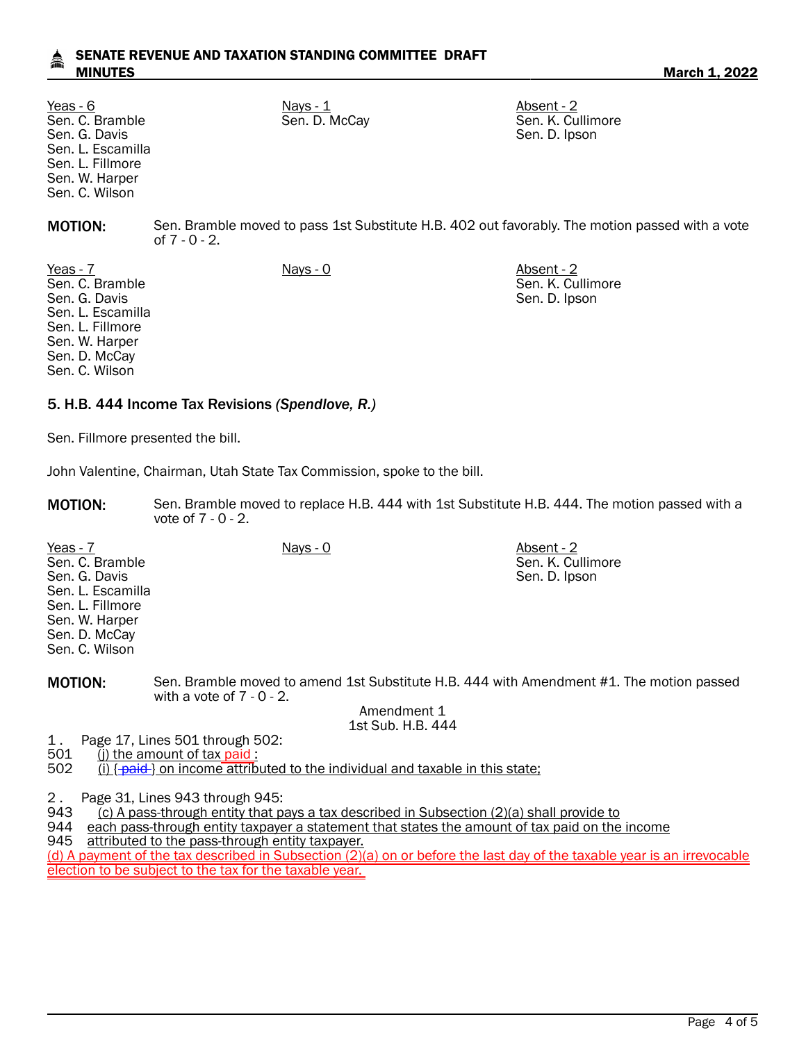| Yeas - 6 | Nays - 1 | Absent - 2 |
|---|---|---|
| Sen. C. Bramble | Sen. D. McCay | Sen. K. Cullimore |
| Sen. G. Davis | | Sen. D. Ipson |
| Sen. L. Escamilla | | |
| Sen. L. Fillmore | | |
| Sen. W. Harper | | |
| Sen. C. Wilson | | |

**MOTION:** Sen. Bramble moved to pass 1st Substitute H.B. 402 out favorably. The motion passed with a vote of 7 - 0 - 2.

| Yeas - 7 | Nays - 0 | Absent - 2 |
|---|---|---|
| Sen. C. Bramble | | Sen. K. Cullimore |
| Sen. G. Davis | | Sen. D. Ipson |
| Sen. L. Escamilla | | |
| Sen. L. Fillmore | | |
| Sen. W. Harper | | |
| Sen. D. McCay | | |
| Sen. C. Wilson | | |

### 5. H.B. 444 Income Tax Revisions *(Spendlove, R.)*

Sen. Fillmore presented the bill.

John Valentine, Chairman, Utah State Tax Commission, spoke to the bill.

**MOTION:** Sen. Bramble moved to replace H.B. 444 with 1st Substitute H.B. 444. The motion passed with a vote of 7 - 0 - 2.

| Yeas - 7 | Nays - 0 | Absent - 2 |
|---|---|---|
| Sen. C. Bramble | | Sen. K. Cullimore |
| Sen. G. Davis | | Sen. D. Ipson |
| Sen. L. Escamilla | | |
| Sen. L. Fillmore | | |
| Sen. W. Harper | | |
| Sen. D. McCay | | |
| Sen. C. Wilson | | |

**MOTION:** Sen. Bramble moved to amend 1st Substitute H.B. 444 with Amendment #1. The motion passed with a vote of 7 - 0 - 2.

Amendment 1
1st Sub. H.B. 444

1. Page 17, Lines 501 through 502:

501 (j) the amount of tax paid :

502 (i) { ~~paid~~ } on income attributed to the individual and taxable in this state;

2. Page 31, Lines 943 through 945:

943 (c) A pass-through entity that pays a tax described in Subsection (2)(a) shall provide to

944 each pass-through entity taxpayer a statement that states the amount of tax paid on the income

945 attributed to the pass-through entity taxpayer.

(d) A payment of the tax described in Subsection (2)(a) on or before the last day of the taxable year is an irrevocable election to be subject to the tax for the taxable year.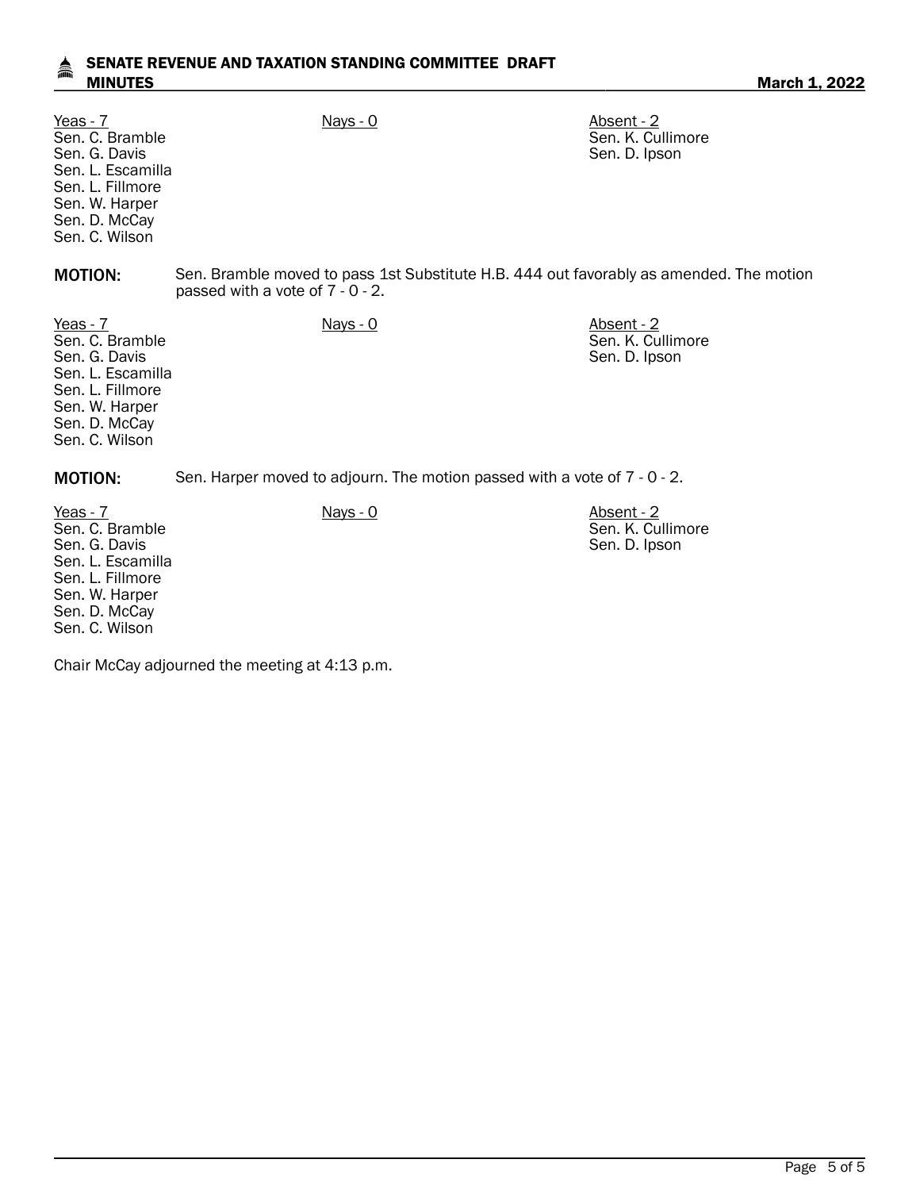| Yeas - 7 | Nays - 0 | Absent - 2 |
| --- | --- | --- |
| Sen. C. Bramble | | Sen. K. Cullimore |
| Sen. G. Davis | | Sen. D. Ipson |
| Sen. L. Escamilla | | |
| Sen. L. Fillmore | | |
| Sen. W. Harper | | |
| Sen. D. McCay | | |
| Sen. C. Wilson | | |

**MOTION:** Sen. Bramble moved to pass 1st Substitute H.B. 444 out favorably as amended. The motion passed with a vote of 7 - 0 - 2.

| Yeas - 7 | Nays - 0 | Absent - 2 |
| --- | --- | --- |
| Sen. C. Bramble | | Sen. K. Cullimore |
| Sen. G. Davis | | Sen. D. Ipson |
| Sen. L. Escamilla | | |
| Sen. L. Fillmore | | |
| Sen. W. Harper | | |
| Sen. D. McCay | | |
| Sen. C. Wilson | | |

**MOTION:** Sen. Harper moved to adjourn. The motion passed with a vote of 7 - 0 - 2.

| Yeas - 7 | Nays - 0 | Absent - 2 |
| --- | --- | --- |
| Sen. C. Bramble | | Sen. K. Cullimore |
| Sen. G. Davis | | Sen. D. Ipson |
| Sen. L. Escamilla | | |
| Sen. L. Fillmore | | |
| Sen. W. Harper | | |
| Sen. D. McCay | | |
| Sen. C. Wilson | | |

Chair McCay adjourned the meeting at 4:13 p.m.